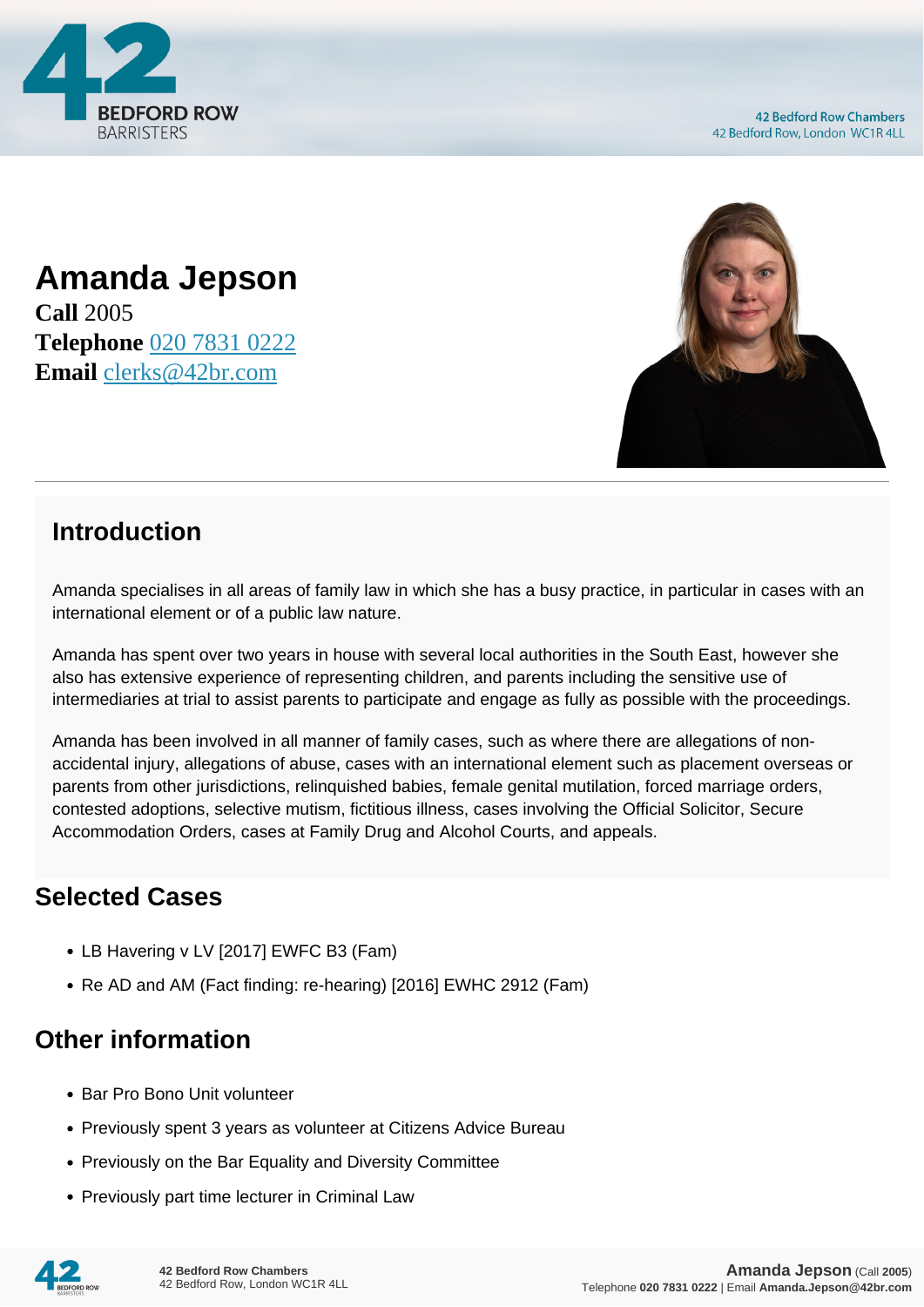42 Bedford Row Chambers
42 Bedford Row, London WC1R 4LL

# Amanda Jepson

**Call** 2005
**Telephone** 020 7831 0222
**Email** clerks@42br.com

## Introduction

Amanda specialises in all areas of family law in which she has a busy practice, in particular in cases with an international element or of a public law nature.

Amanda has spent over two years in house with several local authorities in the South East, however she also has extensive experience of representing children, and parents including the sensitive use of intermediaries at trial to assist parents to participate and engage as fully as possible with the proceedings.

Amanda has been involved in all manner of family cases, such as where there are allegations of non-accidental injury, allegations of abuse, cases with an international element such as placement overseas or parents from other jurisdictions, relinquished babies, female genital mutilation, forced marriage orders, contested adoptions, selective mutism, fictitious illness, cases involving the Official Solicitor, Secure Accommodation Orders, cases at Family Drug and Alcohol Courts, and appeals.

## Selected Cases

- LB Havering v LV [2017] EWFC B3 (Fam)
- Re AD and AM (Fact finding: re-hearing) [2016] EWHC 2912 (Fam)

## Other information

- Bar Pro Bono Unit volunteer
- Previously spent 3 years as volunteer at Citizens Advice Bureau
- Previously on the Bar Equality and Diversity Committee
- Previously part time lecturer in Criminal Law